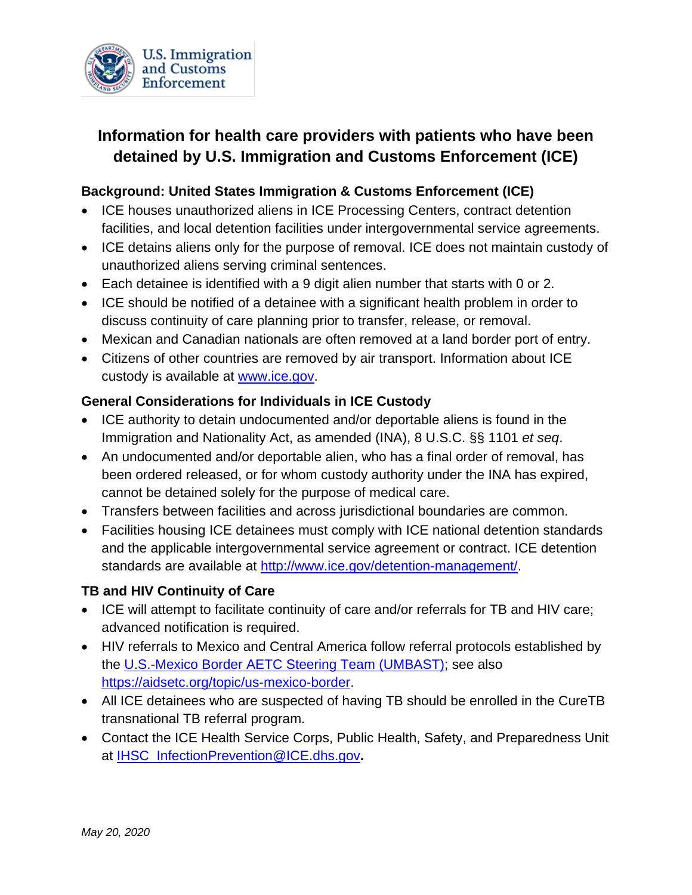U.S. Immigration and Customs Enforcement

# Information for health care providers with patients who have been detained by U.S. Immigration and Customs Enforcement (ICE)

## Background: United States Immigration & Customs Enforcement (ICE)

- ICE houses unauthorized aliens in ICE Processing Centers, contract detention facilities, and local detention facilities under intergovernmental service agreements.
- ICE detains aliens only for the purpose of removal. ICE does not maintain custody of unauthorized aliens serving criminal sentences.
- Each detainee is identified with a 9 digit alien number that starts with 0 or 2.
- ICE should be notified of a detainee with a significant health problem in order to discuss continuity of care planning prior to transfer, release, or removal.
- Mexican and Canadian nationals are often removed at a land border port of entry.
- Citizens of other countries are removed by air transport. Information about ICE custody is available at [www.ice.gov](www.ice.gov).

## General Considerations for Individuals in ICE Custody

- ICE authority to detain undocumented and/or deportable aliens is found in the Immigration and Nationality Act, as amended (INA), 8 U.S.C. §§ 1101 *et seq*.
- An undocumented and/or deportable alien, who has a final order of removal, has been ordered released, or for whom custody authority under the INA has expired, cannot be detained solely for the purpose of medical care.
- Transfers between facilities and across jurisdictional boundaries are common.
- Facilities housing ICE detainees must comply with ICE national detention standards and the applicable intergovernmental service agreement or contract. ICE detention standards are available at [http://www.ice.gov/detention-management/](http://www.ice.gov/detention-management/).

## TB and HIV Continuity of Care

- ICE will attempt to facilitate continuity of care and/or referrals for TB and HIV care; advanced notification is required.
- HIV referrals to Mexico and Central America follow referral protocols established by the U.S.-Mexico Border AETC Steering Team (UMBAST); see also [https://aidsetc.org/topic/us-mexico-border](https://aidsetc.org/topic/us-mexico-border).
- All ICE detainees who are suspected of having TB should be enrolled in the CureTB transnational TB referral program.
- Contact the ICE Health Service Corps, Public Health, Safety, and Preparedness Unit at [IHSC_InfectionPrevention@ICE.dhs.gov](mailto:IHSC_InfectionPrevention@ICE.dhs.gov).

*May 20, 2020*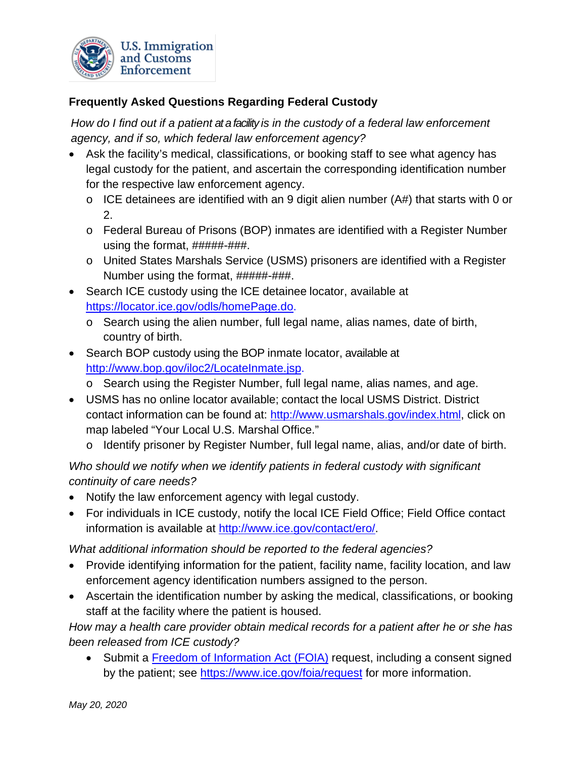U.S. Immigration and Customs Enforcement

## Frequently Asked Questions Regarding Federal Custody

*How do I find out if a patient at a facility is in the custody of a federal law enforcement agency, and if so, which federal law enforcement agency?*

- Ask the facility's medical, classifications, or booking staff to see what agency has legal custody for the patient, and ascertain the corresponding identification number for the respective law enforcement agency.
  - ICE detainees are identified with an 9 digit alien number (A#) that starts with 0 or 2.
  - Federal Bureau of Prisons (BOP) inmates are identified with a Register Number using the format, #####-###.
  - United States Marshals Service (USMS) prisoners are identified with a Register Number using the format, #####-###.
- Search ICE custody using the ICE detainee locator, available at [https://locator.ice.gov/odls/homePage.do](https://locator.ice.gov/odls/homePage.do).
  - Search using the alien number, full legal name, alias names, date of birth, country of birth.
- Search BOP custody using the BOP inmate locator, available at [http://www.bop.gov/iloc2/LocateInmate.jsp](http://www.bop.gov/iloc2/LocateInmate.jsp).
  - Search using the Register Number, full legal name, alias names, and age.
- USMS has no online locator available; contact the local USMS District. District contact information can be found at: [http://www.usmarshals.gov/index.html](http://www.usmarshals.gov/index.html), click on map labeled "Your Local U.S. Marshal Office."
  - Identify prisoner by Register Number, full legal name, alias, and/or date of birth.

*Who should we notify when we identify patients in federal custody with significant continuity of care needs?*

- Notify the law enforcement agency with legal custody.
- For individuals in ICE custody, notify the local ICE Field Office; Field Office contact information is available at [http://www.ice.gov/contact/ero/](http://www.ice.gov/contact/ero/).

*What additional information should be reported to the federal agencies?*

- Provide identifying information for the patient, facility name, facility location, and law enforcement agency identification numbers assigned to the person.
- Ascertain the identification number by asking the medical, classifications, or booking staff at the facility where the patient is housed.

*How may a health care provider obtain medical records for a patient after he or she has been released from ICE custody?*

- Submit a Freedom of Information Act (FOIA) request, including a consent signed by the patient; see [https://www.ice.gov/foia/request](https://www.ice.gov/foia/request) for more information.

*May 20, 2020*